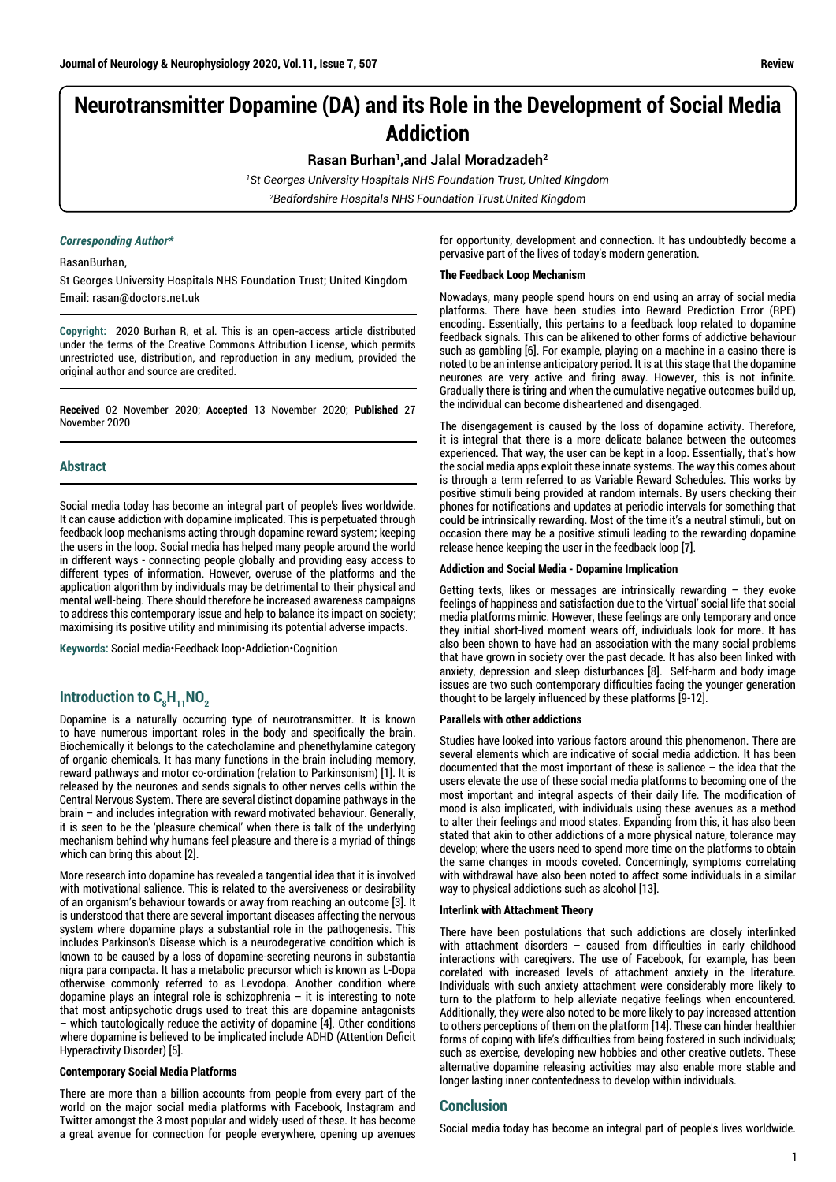# Neurotransmitter Dopamine (DA) and its Role in the Development of Social Media Addiction

**Rasan Burhan[1], and Jalal Moradzadeh[2]**

*[1]St Georges University Hospitals NHS Foundation Trust, United Kingdom*

*[2]Bedfordshire Hospitals NHS Foundation Trust, United Kingdom*

***Corresponding Author****

RasanBurhan,

St Georges University Hospitals NHS Foundation Trust; United Kingdom

Email: rasan@doctors.net.uk

**Copyright:** 2020 Burhan R, et al. This is an open-access article distributed under the terms of the Creative Commons Attribution License, which permits unrestricted use, distribution, and reproduction in any medium, provided the original author and source are credited.

**Received** 02 November 2020; **Accepted** 13 November 2020; **Published** 27 November 2020

## Abstract

Social media today has become an integral part of people's lives worldwide. It can cause addiction with dopamine implicated. This is perpetuated through feedback loop mechanisms acting through dopamine reward system; keeping the users in the loop. Social media has helped many people around the world in different ways - connecting people globally and providing easy access to different types of information. However, overuse of the platforms and the application algorithm by individuals may be detrimental to their physical and mental well-being. There should therefore be increased awareness campaigns to address this contemporary issue and help to balance its impact on society; maximising its positive utility and minimising its potential adverse impacts.

**Keywords:** Social media•Feedback loop•Addiction•Cognition

## Introduction to $C_8H_{11}NO_2$

Dopamine is a naturally occurring type of neurotransmitter. It is known to have numerous important roles in the body and specifically the brain. Biochemically it belongs to the catecholamine and phenethylamine category of organic chemicals. It has many functions in the brain including memory, reward pathways and motor co-ordination (relation to Parkinsonism) [1]. It is released by the neurones and sends signals to other nerves cells within the Central Nervous System. There are several distinct dopamine pathways in the brain – and includes integration with reward motivated behaviour. Generally, it is seen to be the 'pleasure chemical' when there is talk of the underlying mechanism behind why humans feel pleasure and there is a myriad of things which can bring this about [2].

More research into dopamine has revealed a tangential idea that it is involved with motivational salience. This is related to the aversiveness or desirability of an organism's behaviour towards or away from reaching an outcome [3]. It is understood that there are several important diseases affecting the nervous system where dopamine plays a substantial role in the pathogenesis. This includes Parkinson's Disease which is a neurodegenerative condition which is known to be caused by a loss of dopamine-secreting neurons in substantia nigra para compacta. It has a metabolic precursor which is known as L-Dopa otherwise commonly referred to as Levodopa. Another condition where dopamine plays an integral role is schizophrenia – it is interesting to note that most antipsychotic drugs used to treat this are dopamine antagonists – which tautologically reduce the activity of dopamine [4]. Other conditions where dopamine is believed to be implicated include ADHD (Attention Deficit Hyperactivity Disorder) [5].

### Contemporary Social Media Platforms

There are more than a billion accounts from people from every part of the world on the major social media platforms with Facebook, Instagram and Twitter amongst the 3 most popular and widely-used of these. It has become a great avenue for connection for people everywhere, opening up avenues for opportunity, development and connection. It has undoubtedly become a pervasive part of the lives of today's modern generation.

### The Feedback Loop Mechanism

Nowadays, many people spend hours on end using an array of social media platforms. There have been studies into Reward Prediction Error (RPE) encoding. Essentially, this pertains to a feedback loop related to dopamine feedback signals. This can be alikened to other forms of addictive behaviour such as gambling [6]. For example, playing on a machine in a casino there is noted to be an intense anticipatory period. It is at this stage that the dopamine neurones are very active and firing away. However, this is not infinite. Gradually there is tiring and when the cumulative negative outcomes build up, the individual can become disheartened and disengaged.

The disengagement is caused by the loss of dopamine activity. Therefore, it is integral that there is a more delicate balance between the outcomes experienced. That way, the user can be kept in a loop. Essentially, that's how the social media apps exploit these innate systems. The way this comes about is through a term referred to as Variable Reward Schedules. This works by positive stimuli being provided at random internals. By users checking their phones for notifications and updates at periodic intervals for something that could be intrinsically rewarding. Most of the time it's a neutral stimuli, but on occasion there may be a positive stimuli leading to the rewarding dopamine release hence keeping the user in the feedback loop [7].

### Addiction and Social Media - Dopamine Implication

Getting texts, likes or messages are intrinsically rewarding – they evoke feelings of happiness and satisfaction due to the 'virtual' social life that social media platforms mimic. However, these feelings are only temporary and once they initial short-lived moment wears off, individuals look for more. It has also been shown to have had an association with the many social problems that have grown in society over the past decade. It has also been linked with anxiety, depression and sleep disturbances [8]. Self-harm and body image issues are two such contemporary difficulties facing the younger generation thought to be largely influenced by these platforms [9-12].

### Parallels with other addictions

Studies have looked into various factors around this phenomenon. There are several elements which are indicative of social media addiction. It has been documented that the most important of these is salience – the idea that the users elevate the use of these social media platforms to becoming one of the most important and integral aspects of their daily life. The modification of mood is also implicated, with individuals using these avenues as a method to alter their feelings and mood states. Expanding from this, it has also been stated that akin to other addictions of a more physical nature, tolerance may develop; where the users need to spend more time on the platforms to obtain the same changes in moods coveted. Concerningly, symptoms correlating with withdrawal have also been noted to affect some individuals in a similar way to physical addictions such as alcohol [13].

### Interlink with Attachment Theory

There have been postulations that such addictions are closely interlinked with attachment disorders – caused from difficulties in early childhood interactions with caregivers. The use of Facebook, for example, has been corelated with increased levels of attachment anxiety in the literature. Individuals with such anxiety attachment were considerably more likely to turn to the platform to help alleviate negative feelings when encountered. Additionally, they were also noted to be more likely to pay increased attention to others perceptions of them on the platform [14]. These can hinder healthier forms of coping with life's difficulties from being fostered in such individuals; such as exercise, developing new hobbies and other creative outlets. These alternative dopamine releasing activities may also enable more stable and longer lasting inner contentedness to develop within individuals.

## Conclusion

Social media today has become an integral part of people's lives worldwide.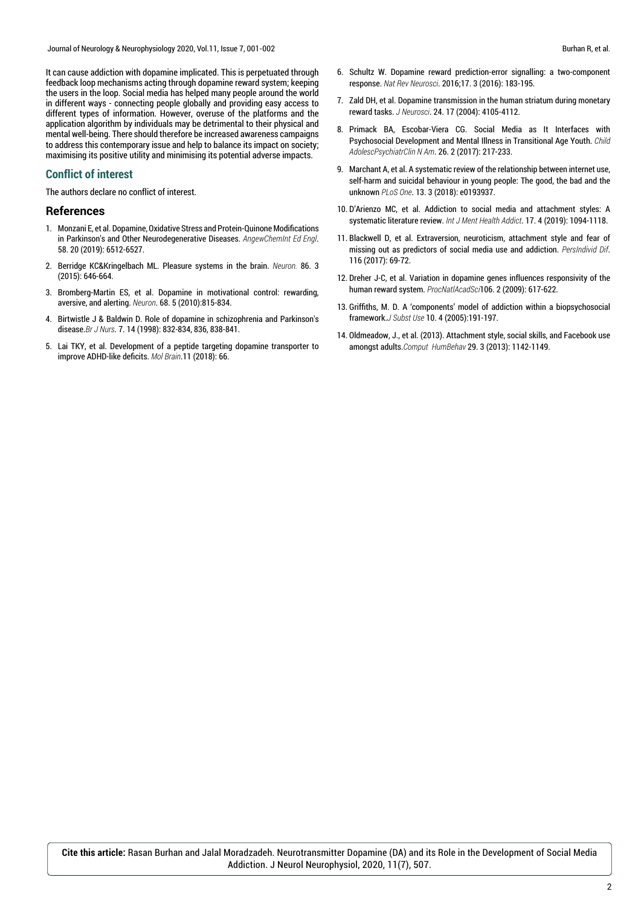It can cause addiction with dopamine implicated. This is perpetuated through feedback loop mechanisms acting through dopamine reward system; keeping the users in the loop. Social media has helped many people around the world in different ways - connecting people globally and providing easy access to different types of information. However, overuse of the platforms and the application algorithm by individuals may be detrimental to their physical and mental well-being. There should therefore be increased awareness campaigns to address this contemporary issue and help to balance its impact on society; maximising its positive utility and minimising its potential adverse impacts.

## Conflict of interest

The authors declare no conflict of interest.

## References

1. Monzani E, et al. Dopamine, Oxidative Stress and Protein-Quinone Modifications in Parkinson's and Other Neurodegenerative Diseases. *AngewChemInt Ed Engl*. 58. 20 (2019): 6512-6527.
2. Berridge KC&Kringelbach ML. Pleasure systems in the brain. *Neuron.* 86. 3 (2015): 646-664.
3. Bromberg-Martin ES, et al. Dopamine in motivational control: rewarding, aversive, and alerting. *Neuron*. 68. 5 (2010):815-834.
4. Birtwistle J & Baldwin D. Role of dopamine in schizophrenia and Parkinson's disease.*Br J Nurs*. 7. 14 (1998): 832-834, 836, 838-841.
5. Lai TKY, et al. Development of a peptide targeting dopamine transporter to improve ADHD-like deficits. *Mol Brain*.11 (2018): 66.
6. Schultz W. Dopamine reward prediction-error signalling: a two-component response. *Nat Rev Neurosci*. 2016;17. 3 (2016): 183-195.
7. Zald DH, et al. Dopamine transmission in the human striatum during monetary reward tasks. *J Neurosci*. 24. 17 (2004): 4105-4112.
8. Primack BA, Escobar-Viera CG. Social Media as It Interfaces with Psychosocial Development and Mental Illness in Transitional Age Youth. *Child AdolescPsychiatrClin N Am*. 26. 2 (2017): 217-233.
9. Marchant A, et al. A systematic review of the relationship between internet use, self-harm and suicidal behaviour in young people: The good, the bad and the unknown *PLoS One*. 13. 3 (2018): e0193937.
10. D'Arienzo MC, et al. Addiction to social media and attachment styles: A systematic literature review. *Int J Ment Health Addict*. 17. 4 (2019): 1094-1118.
11. Blackwell D, et al. Extraversion, neuroticism, attachment style and fear of missing out as predictors of social media use and addiction. *PersIndivid Dif*. 116 (2017): 69-72.
12. Dreher J-C, et al. Variation in dopamine genes influences responsivity of the human reward system. *ProcNatlAcadSci*106. 2 (2009): 617-622.
13. Griffiths, M. D. A 'components' model of addiction within a biopsychosocial framework.*J Subst Use* 10. 4 (2005):191-197.
14. Oldmeadow, J., et al. (2013). Attachment style, social skills, and Facebook use amongst adults.*Comput HumBehav* 29. 3 (2013): 1142-1149.

**Cite this article:** Rasan Burhan and Jalal Moradzadeh. Neurotransmitter Dopamine (DA) and its Role in the Development of Social Media Addiction. J Neurol Neurophysiol, 2020, 11(7), 507.